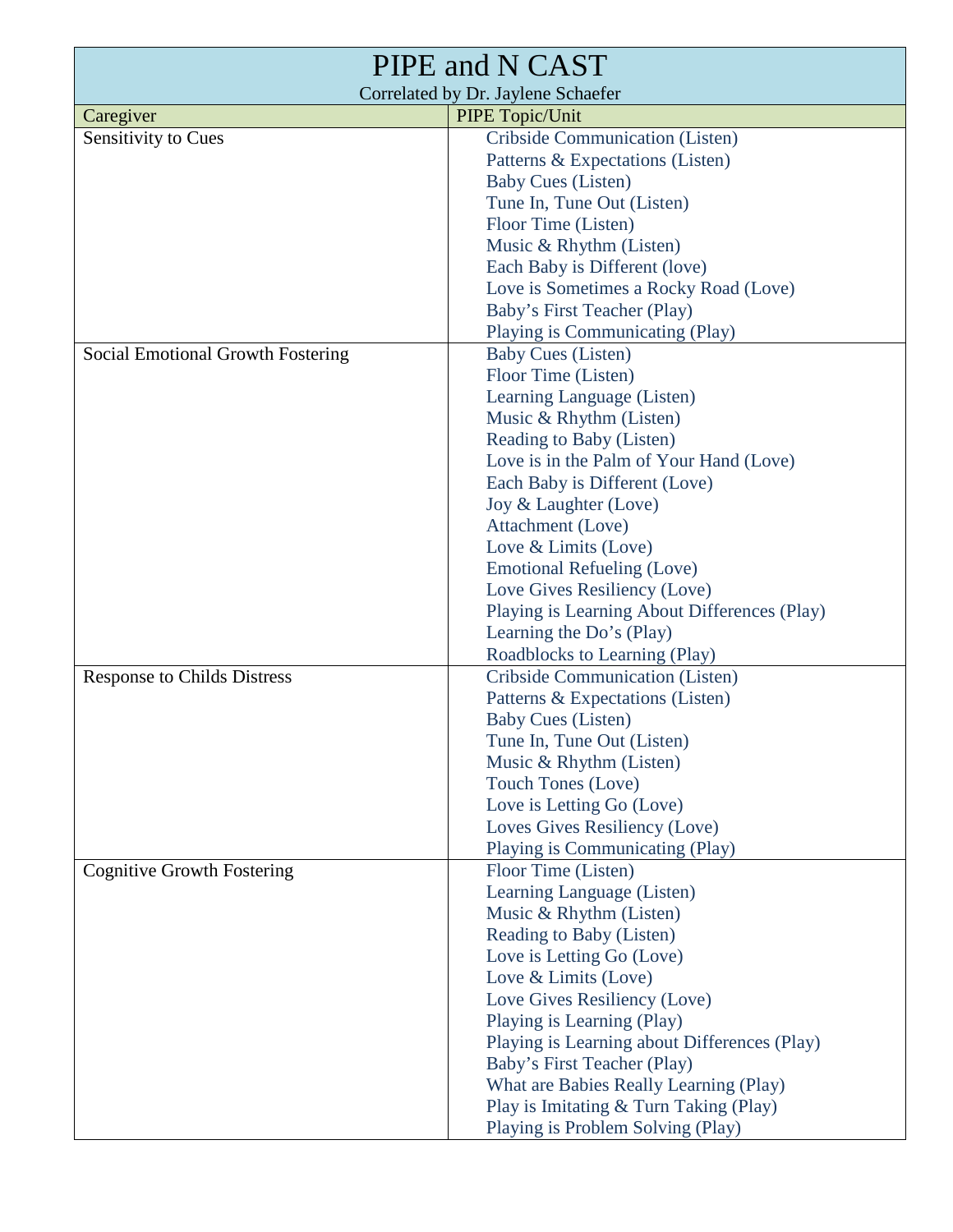# PIPE and N CAST

Correlated by Dr. Jaylene Schaefer

| Caregiver | PIPE Topic/Unit |
|---|---|
| Sensitivity to Cues | Cribside Communication (Listen)<br>Patterns & Expectations (Listen)<br>Baby Cues (Listen)<br>Tune In, Tune Out (Listen)<br>Floor Time (Listen)<br>Music & Rhythm (Listen)<br>Each Baby is Different (love)<br>Love is Sometimes a Rocky Road (Love)<br>Baby's First Teacher (Play)<br>Playing is Communicating (Play) |
| Social Emotional Growth Fostering | Baby Cues (Listen)<br>Floor Time (Listen)<br>Learning Language (Listen)<br>Music & Rhythm (Listen)<br>Reading to Baby (Listen)<br>Love is in the Palm of Your Hand (Love)<br>Each Baby is Different (Love)<br>Joy & Laughter (Love)<br>Attachment (Love)<br>Love & Limits (Love)<br>Emotional Refueling (Love)<br>Love Gives Resiliency (Love)<br>Playing is Learning About Differences (Play)<br>Learning the Do's (Play)<br>Roadblocks to Learning (Play) |
| Response to Childs Distress | Cribside Communication (Listen)<br>Patterns & Expectations (Listen)<br>Baby Cues (Listen)<br>Tune In, Tune Out (Listen)<br>Music & Rhythm (Listen)<br>Touch Tones (Love)<br>Love is Letting Go (Love)<br>Loves Gives Resiliency (Love)<br>Playing is Communicating (Play) |
| Cognitive Growth Fostering | Floor Time (Listen)<br>Learning Language (Listen)<br>Music & Rhythm (Listen)<br>Reading to Baby (Listen)<br>Love is Letting Go (Love)<br>Love & Limits (Love)<br>Love Gives Resiliency (Love)<br>Playing is Learning (Play)<br>Playing is Learning about Differences (Play)<br>Baby's First Teacher (Play)<br>What are Babies Really Learning (Play)<br>Play is Imitating & Turn Taking (Play)<br>Playing is Problem Solving (Play) |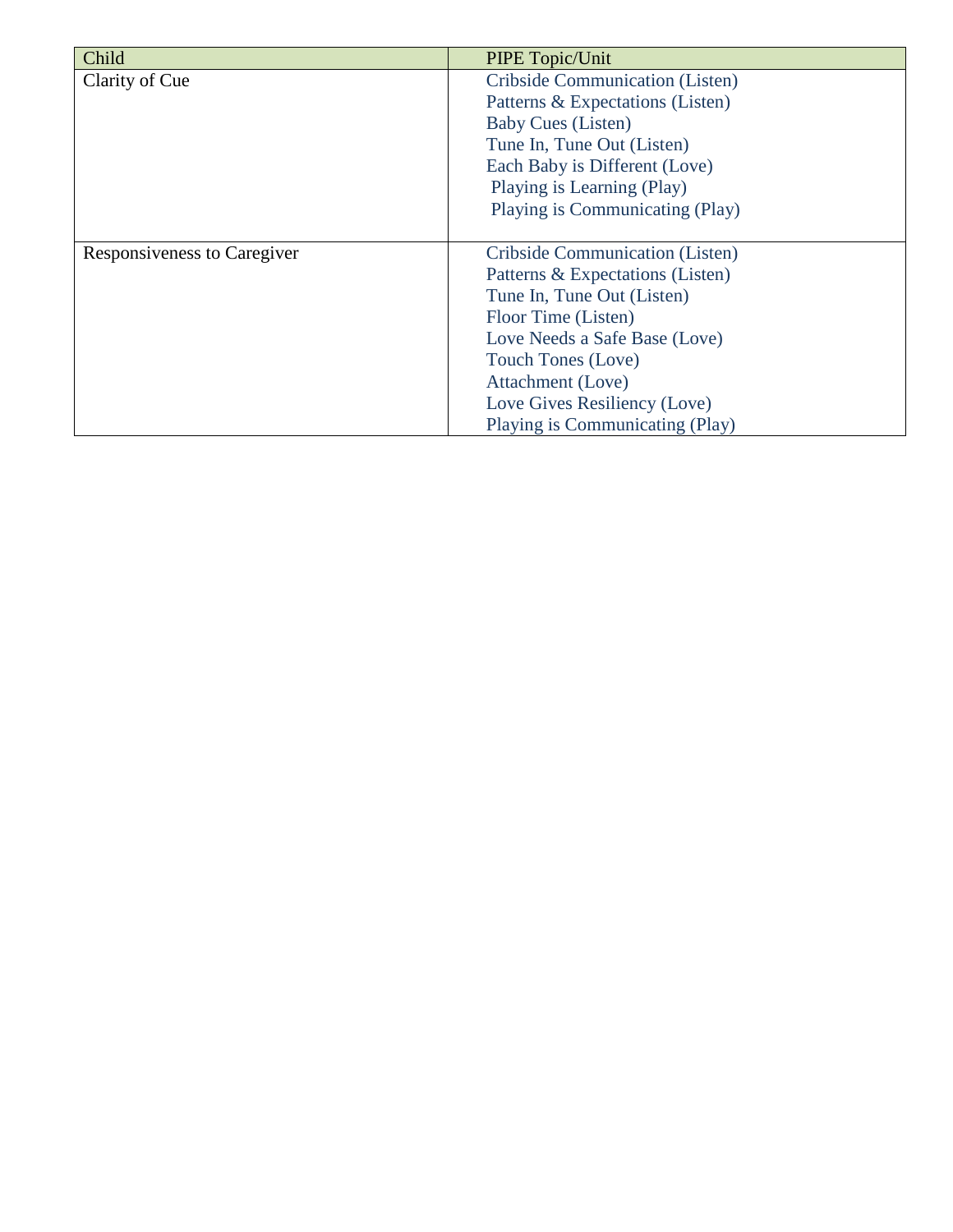| Child | PIPE Topic/Unit |
|---|---|
| Clarity of Cue | Cribside Communication (Listen)<br>Patterns & Expectations (Listen)<br>Baby Cues (Listen)<br>Tune In, Tune Out (Listen)<br>Each Baby is Different (Love)<br>Playing is Learning (Play)<br>Playing is Communicating (Play) |
| Responsiveness to Caregiver | Cribside Communication (Listen)<br>Patterns & Expectations (Listen)<br>Tune In, Tune Out (Listen)<br>Floor Time (Listen)<br>Love Needs a Safe Base (Love)<br>Touch Tones (Love)<br>Attachment (Love)<br>Love Gives Resiliency (Love)<br>Playing is Communicating (Play) |